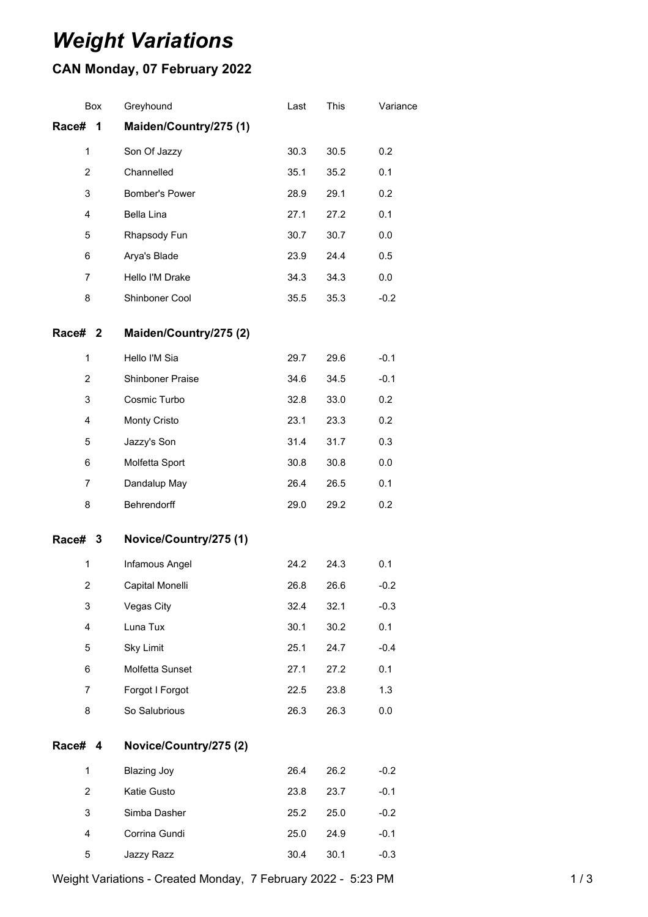# *Weight Variations*

## CAN Monday, 07 February 2022

| Box | Greyhound | Last | This | Variance |
|---|---|---|---|---|
| **Race# 1** | **Maiden/Country/275 (1)** | | | |
| 1 | Son Of Jazzy | 30.3 | 30.5 | 0.2 |
| 2 | Channelled | 35.1 | 35.2 | 0.1 |
| 3 | Bomber's Power | 28.9 | 29.1 | 0.2 |
| 4 | Bella Lina | 27.1 | 27.2 | 0.1 |
| 5 | Rhapsody Fun | 30.7 | 30.7 | 0.0 |
| 6 | Arya's Blade | 23.9 | 24.4 | 0.5 |
| 7 | Hello I'M Drake | 34.3 | 34.3 | 0.0 |
| 8 | Shinboner Cool | 35.5 | 35.3 | -0.2 |
| **Race# 2** | **Maiden/Country/275 (2)** | | | |
| 1 | Hello I'M Sia | 29.7 | 29.6 | -0.1 |
| 2 | Shinboner Praise | 34.6 | 34.5 | -0.1 |
| 3 | Cosmic Turbo | 32.8 | 33.0 | 0.2 |
| 4 | Monty Cristo | 23.1 | 23.3 | 0.2 |
| 5 | Jazzy's Son | 31.4 | 31.7 | 0.3 |
| 6 | Molfetta Sport | 30.8 | 30.8 | 0.0 |
| 7 | Dandalup May | 26.4 | 26.5 | 0.1 |
| 8 | Behrendorff | 29.0 | 29.2 | 0.2 |
| **Race# 3** | **Novice/Country/275 (1)** | | | |
| 1 | Infamous Angel | 24.2 | 24.3 | 0.1 |
| 2 | Capital Monelli | 26.8 | 26.6 | -0.2 |
| 3 | Vegas City | 32.4 | 32.1 | -0.3 |
| 4 | Luna Tux | 30.1 | 30.2 | 0.1 |
| 5 | Sky Limit | 25.1 | 24.7 | -0.4 |
| 6 | Molfetta Sunset | 27.1 | 27.2 | 0.1 |
| 7 | Forgot I Forgot | 22.5 | 23.8 | 1.3 |
| 8 | So Salubrious | 26.3 | 26.3 | 0.0 |
| **Race# 4** | **Novice/Country/275 (2)** | | | |
| 1 | Blazing Joy | 26.4 | 26.2 | -0.2 |
| 2 | Katie Gusto | 23.8 | 23.7 | -0.1 |
| 3 | Simba Dasher | 25.2 | 25.0 | -0.2 |
| 4 | Corrina Gundi | 25.0 | 24.9 | -0.1 |
| 5 | Jazzy Razz | 30.4 | 30.1 | -0.3 |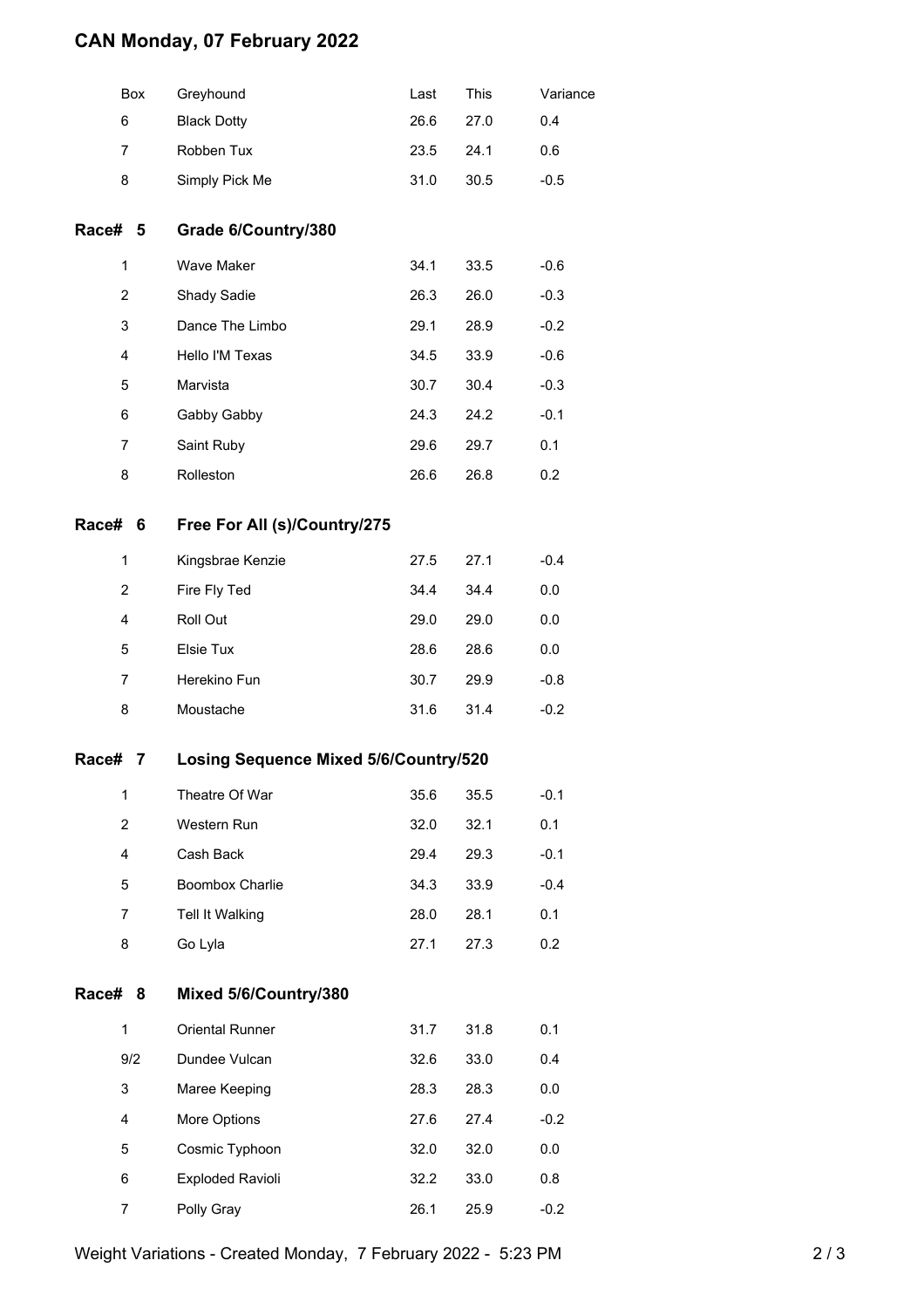# CAN Monday, 07 February 2022

| Box | Greyhound | Last | This | Variance |
|---|---|---|---|---|
| 6 | Black Dotty | 26.6 | 27.0 | 0.4 |
| 7 | Robben Tux | 23.5 | 24.1 | 0.6 |
| 8 | Simply Pick Me | 31.0 | 30.5 | -0.5 |

## Race# 5 Grade 6/Country/380

| Box | Greyhound | Last | This | Variance |
|---|---|---|---|---|
| 1 | Wave Maker | 34.1 | 33.5 | -0.6 |
| 2 | Shady Sadie | 26.3 | 26.0 | -0.3 |
| 3 | Dance The Limbo | 29.1 | 28.9 | -0.2 |
| 4 | Hello I'M Texas | 34.5 | 33.9 | -0.6 |
| 5 | Marvista | 30.7 | 30.4 | -0.3 |
| 6 | Gabby Gabby | 24.3 | 24.2 | -0.1 |
| 7 | Saint Ruby | 29.6 | 29.7 | 0.1 |
| 8 | Rolleston | 26.6 | 26.8 | 0.2 |

## Race# 6 Free For All (s)/Country/275

| Box | Greyhound | Last | This | Variance |
|---|---|---|---|---|
| 1 | Kingsbrae Kenzie | 27.5 | 27.1 | -0.4 |
| 2 | Fire Fly Ted | 34.4 | 34.4 | 0.0 |
| 4 | Roll Out | 29.0 | 29.0 | 0.0 |
| 5 | Elsie Tux | 28.6 | 28.6 | 0.0 |
| 7 | Herekino Fun | 30.7 | 29.9 | -0.8 |
| 8 | Moustache | 31.6 | 31.4 | -0.2 |

## Race# 7 Losing Sequence Mixed 5/6/Country/520

| Box | Greyhound | Last | This | Variance |
|---|---|---|---|---|
| 1 | Theatre Of War | 35.6 | 35.5 | -0.1 |
| 2 | Western Run | 32.0 | 32.1 | 0.1 |
| 4 | Cash Back | 29.4 | 29.3 | -0.1 |
| 5 | Boombox Charlie | 34.3 | 33.9 | -0.4 |
| 7 | Tell It Walking | 28.0 | 28.1 | 0.1 |
| 8 | Go Lyla | 27.1 | 27.3 | 0.2 |

## Race# 8 Mixed 5/6/Country/380

| Box | Greyhound | Last | This | Variance |
|---|---|---|---|---|
| 1 | Oriental Runner | 31.7 | 31.8 | 0.1 |
| 9/2 | Dundee Vulcan | 32.6 | 33.0 | 0.4 |
| 3 | Maree Keeping | 28.3 | 28.3 | 0.0 |
| 4 | More Options | 27.6 | 27.4 | -0.2 |
| 5 | Cosmic Typhoon | 32.0 | 32.0 | 0.0 |
| 6 | Exploded Ravioli | 32.2 | 33.0 | 0.8 |
| 7 | Polly Gray | 26.1 | 25.9 | -0.2 |

Weight Variations - Created Monday, 7 February 2022 - 5:23 PM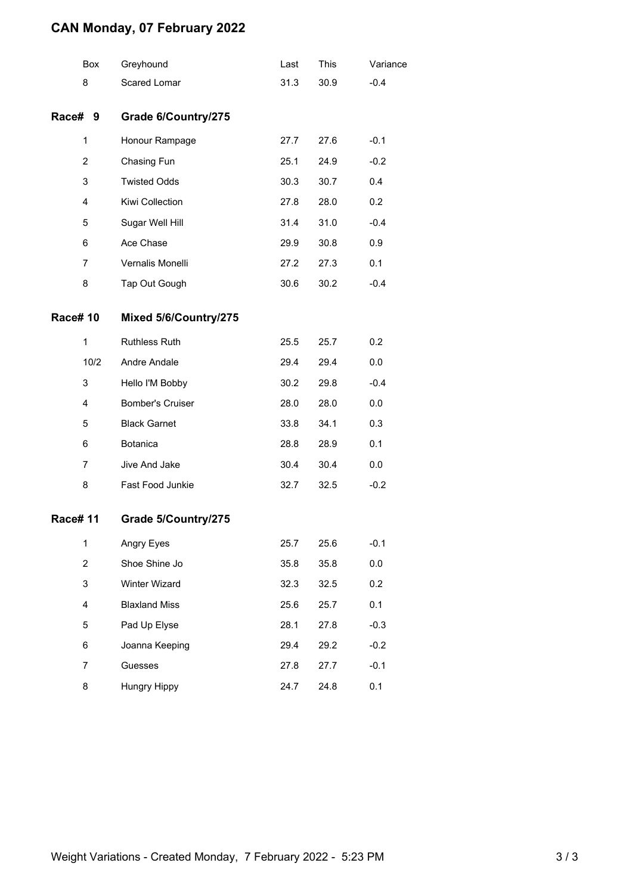# CAN Monday, 07 February 2022

| Box | Greyhound | Last | This | Variance |
|---|---|---|---|---|
| 8 | Scared Lomar | 31.3 | 30.9 | -0.4 |

## Race# 9 Grade 6/Country/275

| Box | Greyhound | Last | This | Variance |
|---|---|---|---|---|
| 1 | Honour Rampage | 27.7 | 27.6 | -0.1 |
| 2 | Chasing Fun | 25.1 | 24.9 | -0.2 |
| 3 | Twisted Odds | 30.3 | 30.7 | 0.4 |
| 4 | Kiwi Collection | 27.8 | 28.0 | 0.2 |
| 5 | Sugar Well Hill | 31.4 | 31.0 | -0.4 |
| 6 | Ace Chase | 29.9 | 30.8 | 0.9 |
| 7 | Vernalis Monelli | 27.2 | 27.3 | 0.1 |
| 8 | Tap Out Gough | 30.6 | 30.2 | -0.4 |

## Race# 10 Mixed 5/6/Country/275

| Box | Greyhound | Last | This | Variance |
|---|---|---|---|---|
| 1 | Ruthless Ruth | 25.5 | 25.7 | 0.2 |
| 10/2 | Andre Andale | 29.4 | 29.4 | 0.0 |
| 3 | Hello I'M Bobby | 30.2 | 29.8 | -0.4 |
| 4 | Bomber's Cruiser | 28.0 | 28.0 | 0.0 |
| 5 | Black Garnet | 33.8 | 34.1 | 0.3 |
| 6 | Botanica | 28.8 | 28.9 | 0.1 |
| 7 | Jive And Jake | 30.4 | 30.4 | 0.0 |
| 8 | Fast Food Junkie | 32.7 | 32.5 | -0.2 |

## Race# 11 Grade 5/Country/275

| Box | Greyhound | Last | This | Variance |
|---|---|---|---|---|
| 1 | Angry Eyes | 25.7 | 25.6 | -0.1 |
| 2 | Shoe Shine Jo | 35.8 | 35.8 | 0.0 |
| 3 | Winter Wizard | 32.3 | 32.5 | 0.2 |
| 4 | Blaxland Miss | 25.6 | 25.7 | 0.1 |
| 5 | Pad Up Elyse | 28.1 | 27.8 | -0.3 |
| 6 | Joanna Keeping | 29.4 | 29.2 | -0.2 |
| 7 | Guesses | 27.8 | 27.7 | -0.1 |
| 8 | Hungry Hippy | 24.7 | 24.8 | 0.1 |

Weight Variations - Created Monday, 7 February 2022 - 5:23 PM